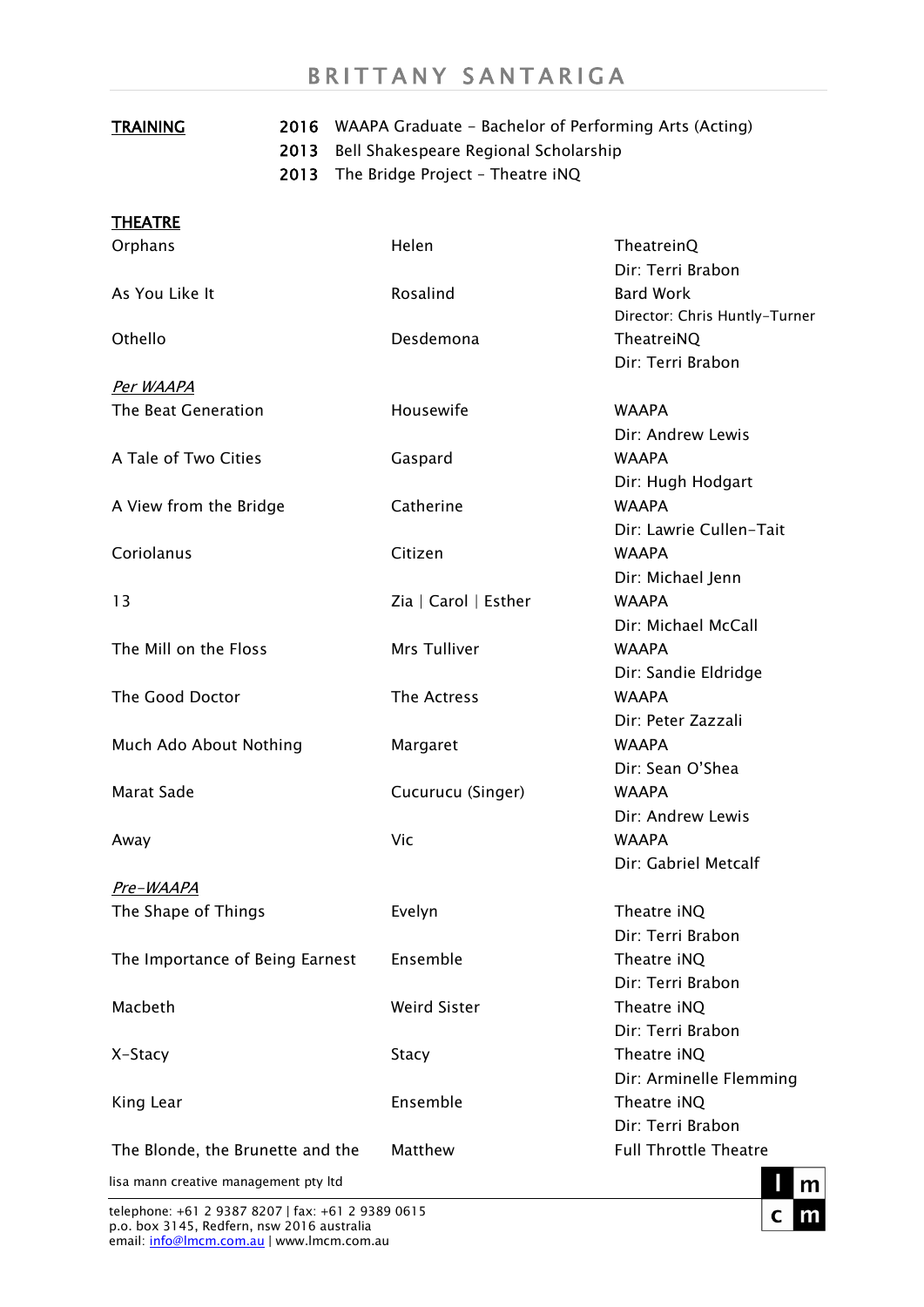# BRITTANY SANTARIGA

**TRAINING**

| | |
|---|---|
| **2016** | WAAPA Graduate – Bachelor of Performing Arts (Acting) |
| **2013** | Bell Shakespeare Regional Scholarship |
| **2013** | The Bridge Project – Theatre iNQ |

**THEATRE**

| | | |
|---|---|---|
| Orphans | Helen | TheatreinQ<br>Dir: Terri Brabon |
| As You Like It | Rosalind | Bard Work<br>Director: Chris Huntly-Turner |
| Othello | Desdemona | TheatreiNQ<br>Dir: Terri Brabon |
| *Per WAAPA* | | |
| The Beat Generation | Housewife | WAAPA<br>Dir: Andrew Lewis |
| A Tale of Two Cities | Gaspard | WAAPA<br>Dir: Hugh Hodgart |
| A View from the Bridge | Catherine | WAAPA<br>Dir: Lawrie Cullen-Tait |
| Coriolanus | Citizen | WAAPA<br>Dir: Michael Jenn |
| 13 | Zia \| Carol \| Esther | WAAPA<br>Dir: Michael McCall |
| The Mill on the Floss | Mrs Tulliver | WAAPA<br>Dir: Sandie Eldridge |
| The Good Doctor | The Actress | WAAPA<br>Dir: Peter Zazzali |
| Much Ado About Nothing | Margaret | WAAPA<br>Dir: Sean O'Shea |
| Marat Sade | Cucurucu (Singer) | WAAPA<br>Dir: Andrew Lewis |
| Away | Vic | WAAPA<br>Dir: Gabriel Metcalf |
| *Pre-WAAPA* | | |
| The Shape of Things | Evelyn | Theatre iNQ<br>Dir: Terri Brabon |
| The Importance of Being Earnest | Ensemble | Theatre iNQ<br>Dir: Terri Brabon |
| Macbeth | Weird Sister | Theatre iNQ<br>Dir: Terri Brabon |
| X-Stacy | Stacy | Theatre iNQ<br>Dir: Arminelle Flemming |
| King Lear | Ensemble | Theatre iNQ<br>Dir: Terri Brabon |
| The Blonde, the Brunette and the | Matthew | Full Throttle Theatre |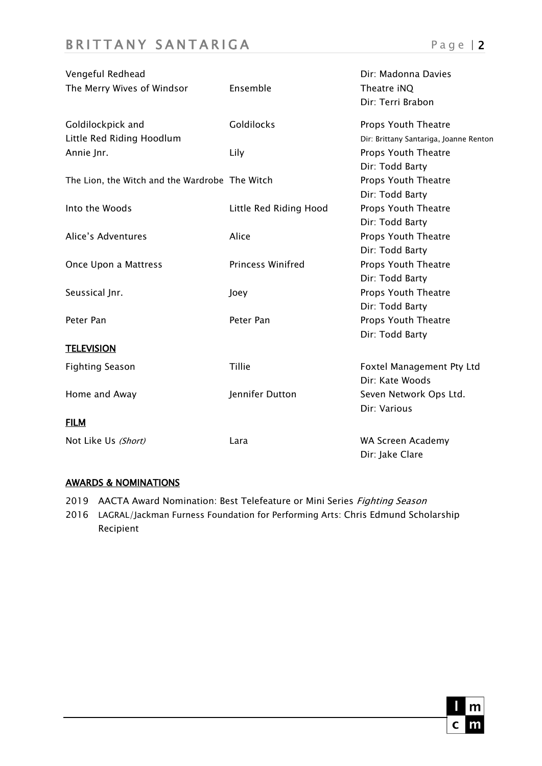| | | |
|---|---|---|
| Vengeful Redhead | | Dir: Madonna Davies |
| The Merry Wives of Windsor | Ensemble | Theatre iNQ<br>Dir: Terri Brabon |
| Goldilockpick and Little Red Riding Hoodlum | Goldilocks | Props Youth Theatre<br>Dir: Brittany Santariga, Joanne Renton |
| Annie Jnr. | Lily | Props Youth Theatre<br>Dir: Todd Barty |
| The Lion, the Witch and the Wardrobe | The Witch | Props Youth Theatre<br>Dir: Todd Barty |
| Into the Woods | Little Red Riding Hood | Props Youth Theatre<br>Dir: Todd Barty |
| Alice's Adventures | Alice | Props Youth Theatre<br>Dir: Todd Barty |
| Once Upon a Mattress | Princess Winifred | Props Youth Theatre<br>Dir: Todd Barty |
| Seussical Jnr. | Joey | Props Youth Theatre<br>Dir: Todd Barty |
| Peter Pan | Peter Pan | Props Youth Theatre<br>Dir: Todd Barty |

**TELEVISION**

| | | |
|---|---|---|
| Fighting Season | Tillie | Foxtel Management Pty Ltd<br>Dir: Kate Woods |
| Home and Away | Jennifer Dutton | Seven Network Ops Ltd.<br>Dir: Various |

**FILM**

| | | |
|---|---|---|
| Not Like Us *(Short)* | Lara | WA Screen Academy<br>Dir: Jake Clare |

**AWARDS & NOMINATIONS**

2019 AACTA Award Nomination: Best Telefeature or Mini Series *Fighting Season*

2016 LAGRAL/Jackman Furness Foundation for Performing Arts: Chris Edmund Scholarship Recipient